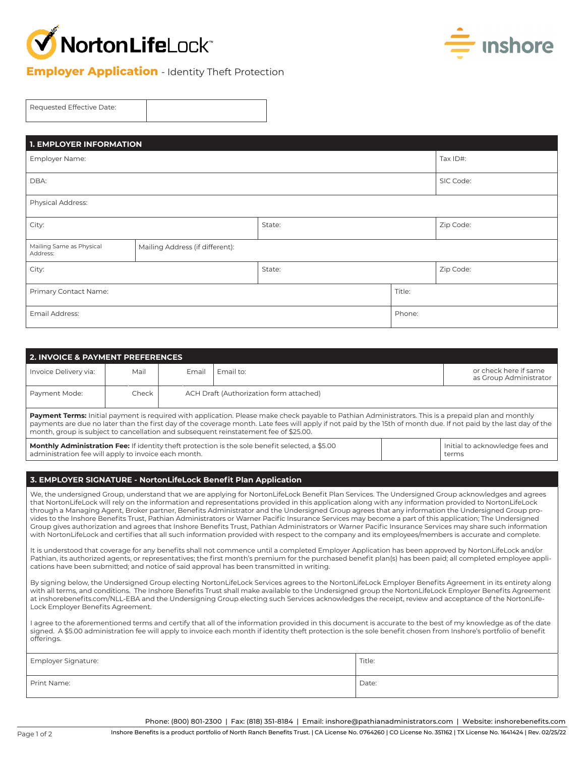NortonLifeLock™ | inshore

# Employer Application - Identity Theft Protection

| Requested Effective Date: | |
|---|---|

## 1. EMPLOYER INFORMATION

| | | | |
|---|---|---|---|
| Employer Name: | | | Tax ID#: |
| DBA: | | | SIC Code: |
| Physical Address: | | | |
| City: | | State: | Zip Code: |
| Mailing Same as Physical Address: | Mailing Address (if different): | | |
| City: | | State: | Zip Code: |
| Primary Contact Name: | | Title: | |
| Email Address: | | Phone: | |

## 2. INVOICE & PAYMENT PREFERENCES

| | | | | |
|---|---|---|---|---|
| Invoice Delivery via: | Mail | Email | Email to: | or check here if same as Group Administrator |
| Payment Mode: | Check | ACH Draft (Authorization form attached) | | |

**Payment Terms:** Initial payment is required with application. Please make check payable to Pathian Administrators. This is a prepaid plan and monthly payments are due no later than the first day of the coverage month. Late fees will apply if not paid by the 15th of month due. If not paid by the last day of the month, group is subject to cancellation and subsequent reinstatement fee of $25.00.

| | | |
|---|---|---|
| **Monthly Administration Fee:** If identity theft protection is the sole benefit selected, a $5.00 administration fee will apply to invoice each month. | | Initial to acknowledge fees and terms |

## 3. EMPLOYER SIGNATURE - NortonLifeLock Benefit Plan Application

We, the undersigned Group, understand that we are applying for NortonLifeLock Benefit Plan Services. The Undersigned Group acknowledges and agrees that NortonLifeLock will rely on the information and representations provided in this application along with any information provided to NortonLifeLock through a Managing Agent, Broker partner, Benefits Administrator and the Undersigned Group agrees that any information the Undersigned Group provides to the Inshore Benefits Trust, Pathian Administrators or Warner Pacific Insurance Services may become a part of this application; The Undersigned Group gives authorization and agrees that Inshore Benefits Trust, Pathian Administrators or Warner Pacific Insurance Services may share such information with NortonLifeLock and certifies that all such information provided with respect to the company and its employees/members is accurate and complete.

It is understood that coverage for any benefits shall not commence until a completed Employer Application has been approved by NortonLifeLock and/or Pathian, its authorized agents, or representatives; the first month's premium for the purchased benefit plan(s) has been paid; all completed employee applications have been submitted; and notice of said approval has been transmitted in writing.

By signing below, the Undersigned Group electing NortonLifeLock Services agrees to the NortonLifeLock Employer Benefits Agreement in its entirety along with all terms, and conditions. The Inshore Benefits Trust shall make available to the Undersigned group the NortonLifeLock Employer Benefits Agreement at inshorebenefits.com/NLL-EBA and the Undersigning Group electing such Services acknowledges the receipt, review and acceptance of the NortonLifeLock Employer Benefits Agreement.

I agree to the aforementioned terms and certify that all of the information provided in this document is accurate to the best of my knowledge as of the date signed. A $5.00 administration fee will apply to invoice each month if identity theft protection is the sole benefit chosen from Inshore's portfolio of benefit offerings.

| | |
|---|---|
| Employer Signature: | Title: |
| Print Name: | Date: |

Phone: (800) 801-2300 | Fax: (818) 351-8184 | Email: inshore@pathianadministrators.com | Website: inshorebenefits.com

Inshore Benefits is a product portfolio of North Ranch Benefits Trust. | CA License No. 0764260 | CO License No. 351162 | TX License No. 1641424 | Rev. 02/25/22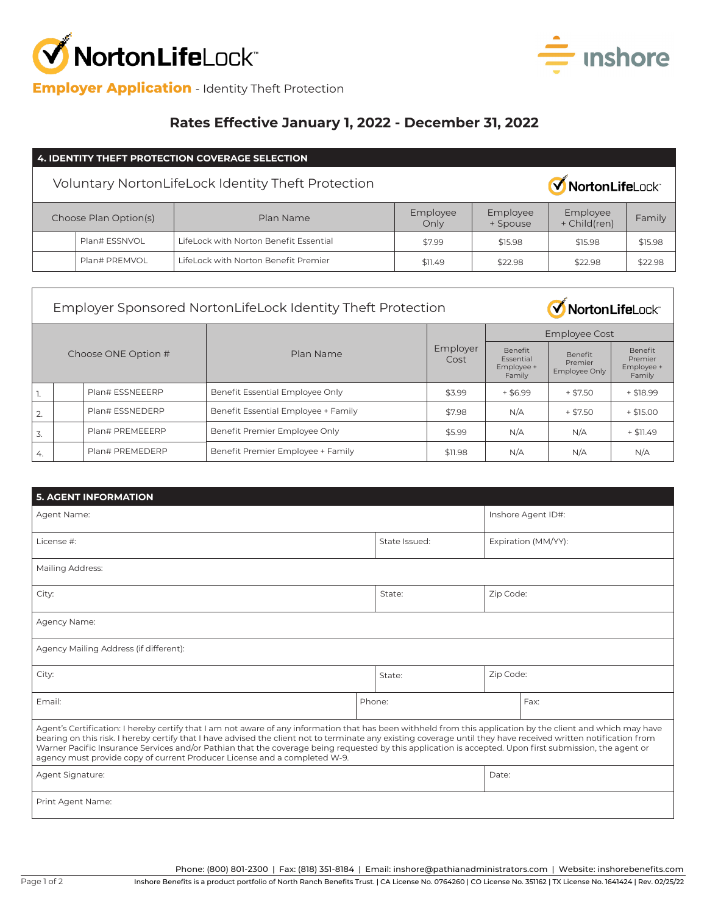NortonLifeLock™

inshore

**Employer Application** - Identity Theft Protection

## Rates Effective January 1, 2022 - December 31, 2022

## 4. IDENTITY THEFT PROTECTION COVERAGE SELECTION

### Voluntary NortonLifeLock Identity Theft Protection

| Choose Plan Option(s) | | Plan Name | Employee Only | Employee + Spouse | Employee + Child(ren) | Family |
|---|---|---|---|---|---|---|
| | Plan# ESSNVOL | LifeLock with Norton Benefit Essential | $7.99 | $15.98 | $15.98 | $15.98 |
| | Plan# PREMVOL | LifeLock with Norton Benefit Premier | $11.49 | $22.98 | $22.98 | $22.98 |

### Employer Sponsored NortonLifeLock Identity Theft Protection

| Choose ONE Option # | | | Plan Name | Employer Cost | Employee Cost | | |
|---|---|---|---|---|---|---|---|
| | | | | | Benefit Essential Employee + Family | Benefit Premier Employee Only | Benefit Premier Employee + Family |
| 1. | | Plan# ESSNEEERP | Benefit Essential Employee Only | $3.99 | + $6.99 | + $7.50 | + $18.99 |
| 2. | | Plan# ESSNEDERP | Benefit Essential Employee + Family | $7.98 | N/A | + $7.50 | + $15.00 |
| 3. | | Plan# PREMEEERP | Benefit Premier Employee Only | $5.99 | N/A | N/A | + $11.49 |
| 4. | | Plan# PREMEDERP | Benefit Premier Employee + Family | $11.98 | N/A | N/A | N/A |

## 5. AGENT INFORMATION

| | | |
|---|---|---|
| Agent Name: | | Inshore Agent ID#: |
| License #: | State Issued: | Expiration (MM/YY): |
| Mailing Address: | | |
| City: | State: | Zip Code: |
| Agency Name: | | |
| Agency Mailing Address (if different): | | |
| City: | State: | Zip Code: |
| Email: | Phone: | Fax: |

Agent's Certification: I hereby certify that I am not aware of any information that has been withheld from this application by the client and which may have bearing on this risk. I hereby certify that I have advised the client not to terminate any existing coverage until they have received written notification from Warner Pacific Insurance Services and/or Pathian that the coverage being requested by this application is accepted. Upon first submission, the agent or agency must provide copy of current Producer License and a completed W-9.

| | |
|---|---|
| Agent Signature: | Date: |
| Print Agent Name: | |

Phone: (800) 801-2300 | Fax: (818) 351-8184 | Email: inshore@pathianadministrators.com | Website: inshorebenefits.com

Inshore Benefits is a product portfolio of North Ranch Benefits Trust. | CA License No. 0764260 | CO License No. 351162 | TX License No. 1641424 | Rev. 02/25/22